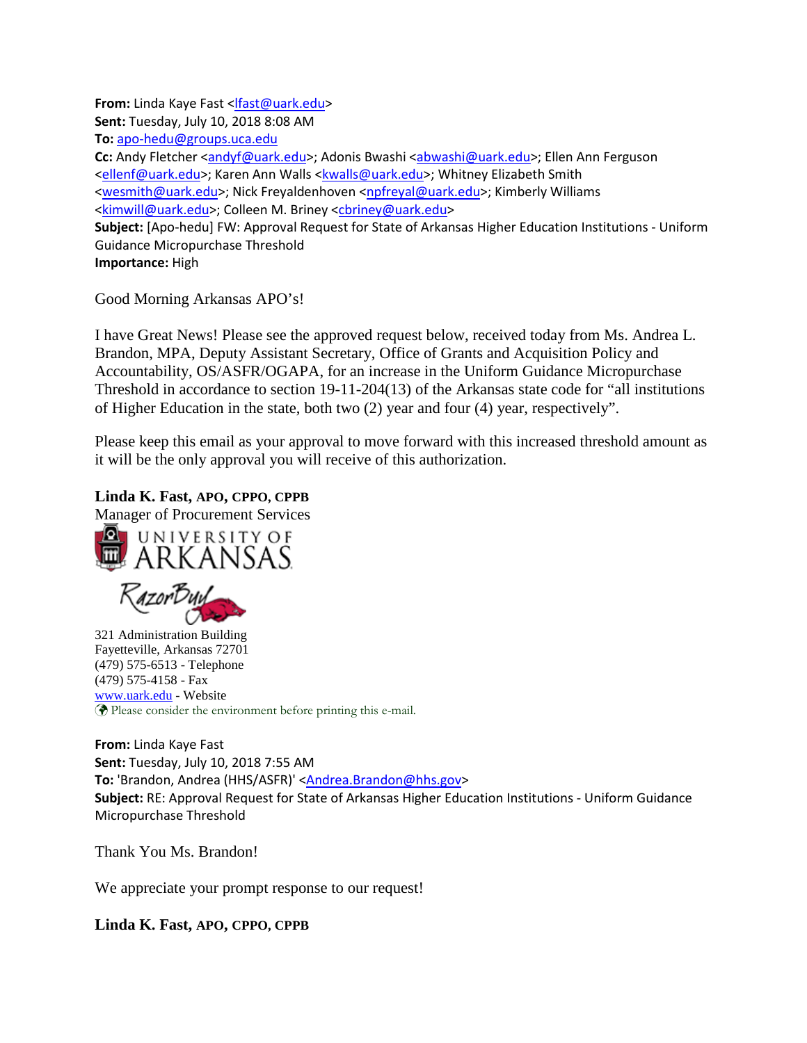**From:** Linda Kaye Fast <lfast@uark.edu>
**Sent:** Tuesday, July 10, 2018 8:08 AM
**To:** apo-hedu@groups.uca.edu
**Cc:** Andy Fletcher <andyf@uark.edu>; Adonis Bwashi <abwashi@uark.edu>; Ellen Ann Ferguson <ellenf@uark.edu>; Karen Ann Walls <kwalls@uark.edu>; Whitney Elizabeth Smith <wesmith@uark.edu>; Nick Freyaldenhoven <npfreyal@uark.edu>; Kimberly Williams <kimwill@uark.edu>; Colleen M. Briney <cbriney@uark.edu>
**Subject:** [Apo-hedu] FW: Approval Request for State of Arkansas Higher Education Institutions - Uniform Guidance Micropurchase Threshold
**Importance:** High

Good Morning Arkansas APO's!

I have Great News! Please see the approved request below, received today from Ms. Andrea L. Brandon, MPA, Deputy Assistant Secretary, Office of Grants and Acquisition Policy and Accountability, OS/ASFR/OGAPA, for an increase in the Uniform Guidance Micropurchase Threshold in accordance to section 19-11-204(13) of the Arkansas state code for "all institutions of Higher Education in the state, both two (2) year and four (4) year, respectively".

Please keep this email as your approval to move forward with this increased threshold amount as it will be the only approval you will receive of this authorization.

**Linda K. Fast, APO, CPPO, CPPB**
Manager of Procurement Services

UNIVERSITY OF ARKANSAS

RazorBuy

321 Administration Building
Fayetteville, Arkansas 72701
(479) 575-6513 - Telephone
(479) 575-4158 - Fax
www.uark.edu - Website
Please consider the environment before printing this e-mail.

**From:** Linda Kaye Fast
**Sent:** Tuesday, July 10, 2018 7:55 AM
**To:** 'Brandon, Andrea (HHS/ASFR)' <Andrea.Brandon@hhs.gov>
**Subject:** RE: Approval Request for State of Arkansas Higher Education Institutions - Uniform Guidance Micropurchase Threshold

Thank You Ms. Brandon!

We appreciate your prompt response to our request!

**Linda K. Fast, APO, CPPO, CPPB**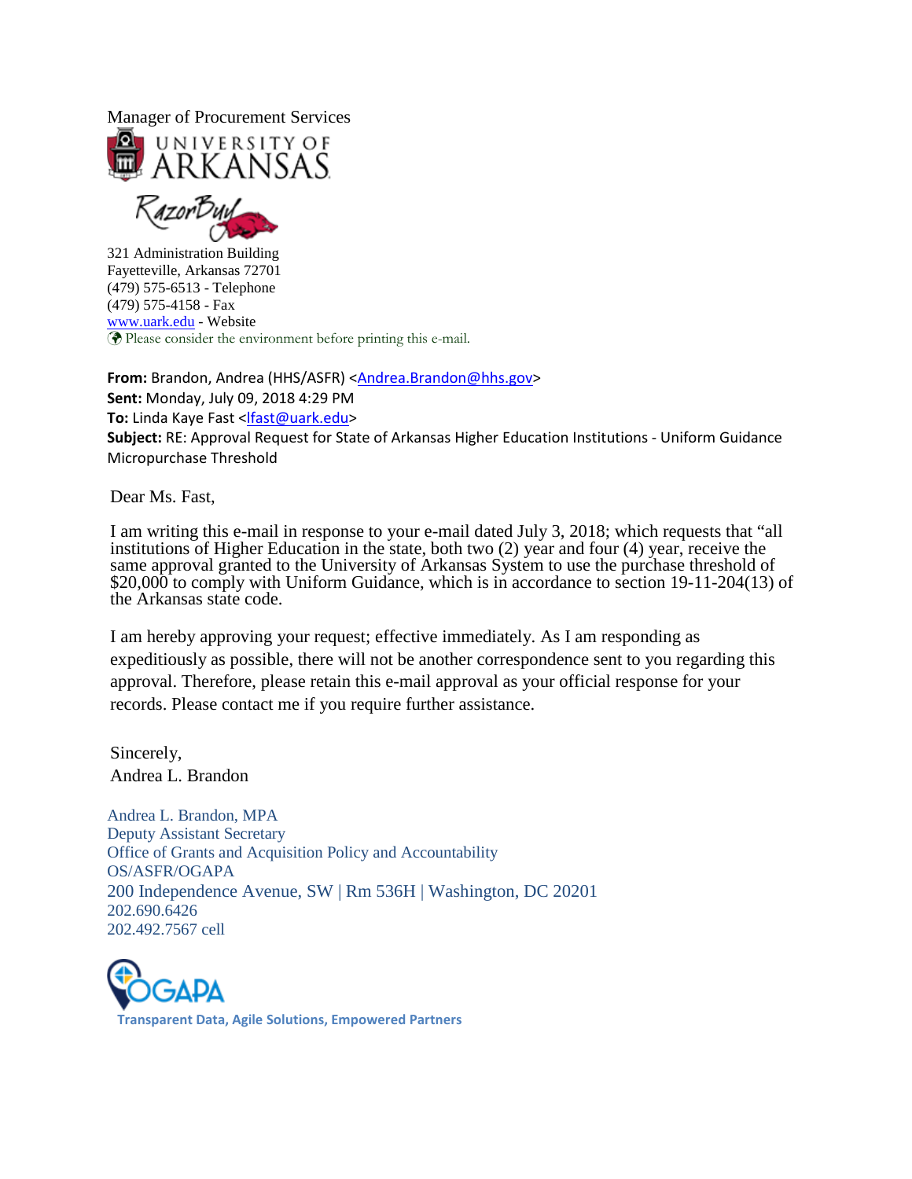Manager of Procurement Services

UNIVERSITY OF ARKANSAS

RazorBuy

321 Administration Building
Fayetteville, Arkansas 72701
(479) 575-6513 - Telephone
(479) 575-4158 - Fax
www.uark.edu - Website
Please consider the environment before printing this e-mail.

**From:** Brandon, Andrea (HHS/ASFR) <Andrea.Brandon@hhs.gov>
**Sent:** Monday, July 09, 2018 4:29 PM
**To:** Linda Kaye Fast <lfast@uark.edu>
**Subject:** RE: Approval Request for State of Arkansas Higher Education Institutions - Uniform Guidance Micropurchase Threshold

Dear Ms. Fast,

I am writing this e-mail in response to your e-mail dated July 3, 2018; which requests that "all institutions of Higher Education in the state, both two (2) year and four (4) year, receive the same approval granted to the University of Arkansas System to use the purchase threshold of $20,000 to comply with Uniform Guidance, which is in accordance to section 19-11-204(13) of the Arkansas state code.

I am hereby approving your request; effective immediately. As I am responding as expeditiously as possible, there will not be another correspondence sent to you regarding this approval. Therefore, please retain this e-mail approval as your official response for your records. Please contact me if you require further assistance.

Sincerely,
Andrea L. Brandon

Andrea L. Brandon, MPA
Deputy Assistant Secretary
Office of Grants and Acquisition Policy and Accountability
OS/ASFR/OGAPA
200 Independence Avenue, SW | Rm 536H | Washington, DC 20201
202.690.6426
202.492.7567 cell

OGAPA

Transparent Data, Agile Solutions, Empowered Partners